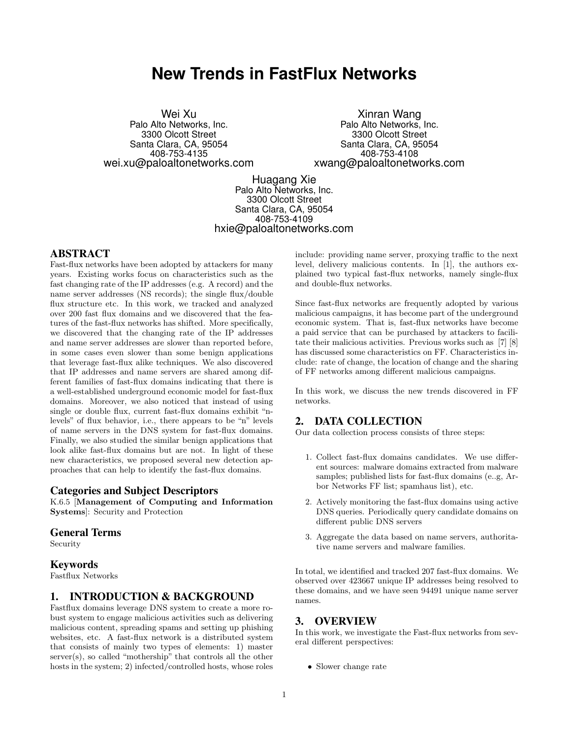# New Trends in FastFlux Networks

Wei Xu
Palo Alto Networks, Inc.
3300 Olcott Street
Santa Clara, CA, 95054
408-753-4135
wei.xu@paloaltonetworks.com

Xinran Wang
Palo Alto Networks, Inc.
3300 Olcott Street
Santa Clara, CA, 95054
408-753-4108
xwang@paloaltonetworks.com

Huagang Xie
Palo Alto Networks, Inc.
3300 Olcott Street
Santa Clara, CA, 95054
408-753-4109
hxie@paloaltonetworks.com

## ABSTRACT

Fast-flux networks have been adopted by attackers for many years. Existing works focus on characteristics such as the fast changing rate of the IP addresses (e.g. A record) and the name server addresses (NS records); the single flux/double flux structure etc. In this work, we tracked and analyzed over 200 fast flux domains and we discovered that the features of the fast-flux networks has shifted. More specifically, we discovered that the changing rate of the IP addresses and name server addresses are slower than reported before, in some cases even slower than some benign applications that leverage fast-flux alike techniques. We also discovered that IP addresses and name servers are shared among different families of fast-flux domains indicating that there is a well-established underground economic model for fast-flux domains. Moreover, we also noticed that instead of using single or double flux, current fast-flux domains exhibit "n-levels" of flux behavior, i.e., there appears to be "n" levels of name servers in the DNS system for fast-flux domains. Finally, we also studied the similar benign applications that look alike fast-flux domains but are not. In light of these new characteristics, we proposed several new detection approaches that can help to identify the fast-flux domains.

### Categories and Subject Descriptors

K.6.5 [**Management of Computing and Information Systems**]: Security and Protection

### General Terms

Security

### Keywords

Fastflux Networks

## 1. INTRODUCTION & BACKGROUND

Fastflux domains leverage DNS system to create a more robust system to engage malicious activities such as delivering malicious content, spreading spams and setting up phishing websites, etc. A fast-flux network is a distributed system that consists of mainly two types of elements: 1) master server(s), so called "mothership" that controls all the other hosts in the system; 2) infected/controlled hosts, whose roles include: providing name server, proxying traffic to the next level, delivery malicious contents. In [1], the authors explained two typical fast-flux networks, namely single-flux and double-flux networks.

Since fast-flux networks are frequently adopted by various malicious campaigns, it has become part of the underground economic system. That is, fast-flux networks have become a paid service that can be purchased by attackers to facilitate their malicious activities. Previous works such as [7] [8] has discussed some characteristics on FF. Characteristics include: rate of change, the location of change and the sharing of FF networks among different malicious campaigns.

In this work, we discuss the new trends discovered in FF networks.

## 2. DATA COLLECTION

Our data collection process consists of three steps:

1. Collect fast-flux domains candidates. We use different sources: malware domains extracted from malware samples; published lists for fast-flux domains (e..g, Arbor Networks FF list; spamhaus list), etc.
2. Actively monitoring the fast-flux domains using active DNS queries. Periodically query candidate domains on different public DNS servers
3. Aggregate the data based on name servers, authoritative name servers and malware families.

In total, we identified and tracked 207 fast-flux domains. We observed over 423667 unique IP addresses being resolved to these domains, and we have seen 94491 unique name server names.

## 3. OVERVIEW

In this work, we investigate the Fast-flux networks from several different perspectives:

- Slower change rate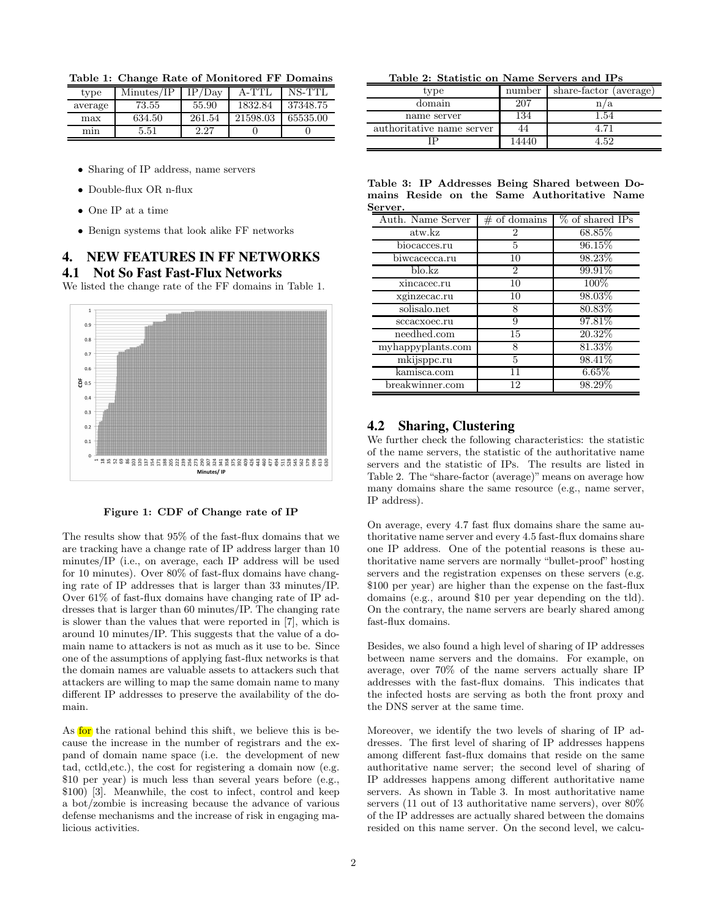**Table 1: Change Rate of Monitored FF Domains**

| type | Minutes/IP | IP/Day | A-TTL | NS-TTL |
|---|---|---|---|---|
| average | 73.55 | 55.90 | 1832.84 | 37348.75 |
| max | 634.50 | 261.54 | 21598.03 | 65535.00 |
| min | 5.51 | 2.27 | 0 | 0 |

- Sharing of IP address, name servers
- Double-flux OR n-flux
- One IP at a time
- Benign systems that look alike FF networks

# 4. NEW FEATURES IN FF NETWORKS

## 4.1 Not So Fast Fast-Flux Networks

We listed the change rate of the FF domains in Table 1.

Figure 1: CDF of Change rate of IP

The results show that 95% of the fast-flux domains that we are tracking have a change rate of IP address larger than 10 minutes/IP (i.e., on average, each IP address will be used for 10 minutes). Over 80% of fast-flux domains have changing rate of IP addresses that is larger than 33 minutes/IP. Over 61% of fast-flux domains have changing rate of IP addresses that is larger than 60 minutes/IP. The changing rate is slower than the values that were reported in [7], which is around 10 minutes/IP. This suggests that the value of a domain name to attackers is not as much as it use to be. Since one of the assumptions of applying fast-flux networks is that the domain names are valuable assets to attackers such that attackers are willing to map the same domain name to many different IP addresses to preserve the availability of the domain.

As for the rational behind this shift, we believe this is because the increase in the number of registrars and the expand of domain name space (i.e. the development of new tad, cctld,etc.), the cost for registering a domain now (e.g. $10 per year) is much less than several years before (e.g., $100) [3]. Meanwhile, the cost to infect, control and keep a bot/zombie is increasing because the advance of various defense mechanisms and the increase of risk in engaging malicious activities.

**Table 2: Statistic on Name Servers and IPs**

| type | number | share-factor (average) |
|---|---|---|
| domain | 207 | n/a |
| name server | 134 | 1.54 |
| authoritative name server | 44 | 4.71 |
| IP | 14440 | 4.52 |

**Table 3: IP Addresses Being Shared between Domains Reside on the Same Authoritative Name Server.**

| Auth. Name Server | # of domains | % of shared IPs |
|---|---|---|
| atw.kz | 2 | 68.85% |
| biocacces.ru | 5 | 96.15% |
| biwcacecca.ru | 10 | 98.23% |
| blo.kz | 2 | 99.91% |
| xincacec.ru | 10 | 100% |
| xginzecac.ru | 10 | 98.03% |
| solisalo.net | 8 | 80.83% |
| sccacxoec.ru | 9 | 97.81% |
| needhed.com | 15 | 20.32% |
| myhappyplants.com | 8 | 81.33% |
| mkijsppc.ru | 5 | 98.41% |
| kamisca.com | 11 | 6.65% |
| breakwinner.com | 12 | 98.29% |

## 4.2 Sharing, Clustering

We further check the following characteristics: the statistic of the name servers, the statistic of the authoritative name servers and the statistic of IPs. The results are listed in Table 2. The "share-factor (average)" means on average how many domains share the same resource (e.g., name server, IP address).

On average, every 4.7 fast flux domains share the same authoritative name server and every 4.5 fast-flux domains share one IP address. One of the potential reasons is these authoritative name servers are normally "bullet-proof" hosting servers and the registration expenses on these servers (e.g. $100 per year) are higher than the expense on the fast-flux domains (e.g., around $10 per year depending on the tld). On the contrary, the name servers are bearly shared among fast-flux domains.

Besides, we also found a high level of sharing of IP addresses between name servers and the domains. For example, on average, over 70% of the name servers actually share IP addresses with the fast-flux domains. This indicates that the infected hosts are serving as both the front proxy and the DNS server at the same time.

Moreover, we identify the two levels of sharing of IP addresses. The first level of sharing of IP addresses happens among different fast-flux domains that reside on the same authoritative name server; the second level of sharing of IP addresses happens among different authoritative name servers. As shown in Table 3. In most authoritative name servers (11 out of 13 authoritative name servers), over 80% of the IP addresses are actually shared between the domains resided on this name server. On the second level, we calcu-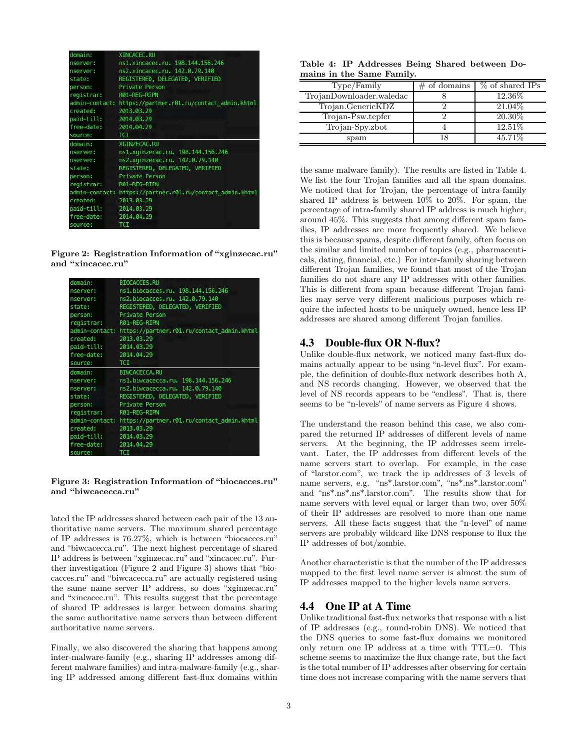```
domain:        XINCACEC.RU
nserver:       ns1.xincacec.ru. 198.144.156.246
nserver:       ns2.xincacec.ru. 142.0.79.140
state:         REGISTERED, DELEGATED, VERIFIED
person:        Private Person
registrar:     R01-REG-RIPN
admin-contact: https://partner.r01.ru/contact_admin.khtml
created:       2013.03.29
paid-till:     2014.03.29
free-date:     2014.04.29
source:        TCI
domain:        XGINZECAC.RU
nserver:       ns1.xginzecac.ru. 198.144.156.246
nserver:       ns2.xginzecac.ru. 142.0.79.140
state:         REGISTERED, DELEGATED, VERIFIED
person:        Private Person
registrar:     R01-REG-RIPN
admin-contact: https://partner.r01.ru/contact_admin.khtml
created:       2013.03.29
paid-till:     2014.03.29
free-date:     2014.04.29
source:        TCI
```

**Figure 2: Registration Information of "xginzecac.ru" and "xincacec.ru"**

```
domain:        BIOCACCES.RU
nserver:       ns1.biocacces.ru. 198.144.156.246
nserver:       ns2.biocacces.ru. 142.0.79.140
state:         REGISTERED, DELEGATED, VERIFIED
person:        Private Person
registrar:     R01-REG-RIPN
admin-contact: https://partner.r01.ru/contact_admin.khtml
created:       2013.03.29
paid-till:     2014.03.29
free-date:     2014.04.29
source:        TCI
domain:        BIWCACECCA.RU
nserver:       ns1.biwcacecca.ru. 198.144.156.246
nserver:       ns2.biwcacecca.ru. 142.0.79.140
state:         REGISTERED, DELEGATED, VERIFIED
person:        Private Person
registrar:     R01-REG-RIPN
admin-contact: https://partner.r01.ru/contact_admin.khtml
created:       2013.03.29
paid-till:     2014.03.29
free-date:     2014.04.29
source:        TCI
```

**Figure 3: Registration Information of "biocacces.ru" and "biwcacecca.ru"**

lated the IP addresses shared between each pair of the 13 authoritative name servers. The maximum shared percentage of IP addresses is 76.27%, which is between "biocacces.ru" and "biwcacecca.ru". The next highest percentage of shared IP address is between "xginzecac.ru" and "xincacec.ru". Further investigation (Figure 2 and Figure 3) shows that "biocacces.ru" and "biwcacecca.ru" are actually registered using the same name server IP address, so does "xginzecac.ru" and "xincacec.ru". This results suggest that the percentage of shared IP addresses is larger between domains sharing the same authoritative name servers than between different authoritative name servers.

Finally, we also discovered the sharing that happens among inter-malware-family (e.g., sharing IP addresses among different malware families) and intra-malware-family (e.g., sharing IP addressed among different fast-flux domains within the same malware family). The results are listed in Table 4. We list the four Trojan families and all the spam domains. We noticed that for Trojan, the percentage of intra-family shared IP address is between 10% to 20%. For spam, the percentage of intra-family shared IP address is much higher, around 45%. This suggests that among different spam families, IP addresses are more frequently shared. We believe this is because spams, despite different family, often focus on the similar and limited number of topics (e.g., pharmaceuticals, dating, financial, etc.) For inter-family sharing between different Trojan families, we found that most of the Trojan families do not share any IP addresses with other families. This is different from spam because different Trojan families may serve very different malicious purposes which require the infected hosts to be uniquely owned, hence less IP addresses are shared among different Trojan families.

**Table 4: IP Addresses Being Shared between Domains in the Same Family.**

| Type/Family | # of domains | % of shared IPs |
|---|---|---|
| TrojanDownloader.waledac | 8 | 12.36% |
| Trojan.GenericKDZ | 2 | 21.04% |
| Trojan-Psw.tepfer | 2 | 20.30% |
| Trojan-Spy.zbot | 4 | 12.51% |
| spam | 18 | 45.71% |

## 4.3 Double-flux OR N-flux?

Unlike double-flux network, we noticed many fast-flux domains actually appear to be using "n-level flux". For example, the definition of double-flux network describes both A, and NS records changing. However, we observed that the level of NS records appears to be "endless". That is, there seems to be "n-levels" of name servers as Figure 4 shows.

The understand the reason behind this case, we also compared the returned IP addresses of different levels of name servers. At the beginning, the IP addresses seem irrelevant. Later, the IP addresses from different levels of the name servers start to overlap. For example, in the case of "larstor.com", we track the ip addresses of 3 levels of name servers, e.g. "ns*.larstor.com", "ns*.ns*.larstor.com" and "ns*.ns*.ns*.larstor.com". The results show that for name servers with level equal or larger than two, over 50% of their IP addresses are resolved to more than one name servers. All these facts suggest that the "n-level" of name servers are probably wildcard like DNS response to flux the IP addresses of bot/zombie.

Another characteristic is that the number of the IP addresses mapped to the first level name server is almost the sum of IP addresses mapped to the higher levels name servers.

## 4.4 One IP at A Time

Unlike traditional fast-flux networks that response with a list of IP addresses (e.g., round-robin DNS). We noticed that the DNS queries to some fast-flux domains we monitored only return one IP address at a time with TTL=0. This scheme seems to maximize the flux change rate, but the fact is the total number of IP addresses after observing for certain time does not increase comparing with the name servers that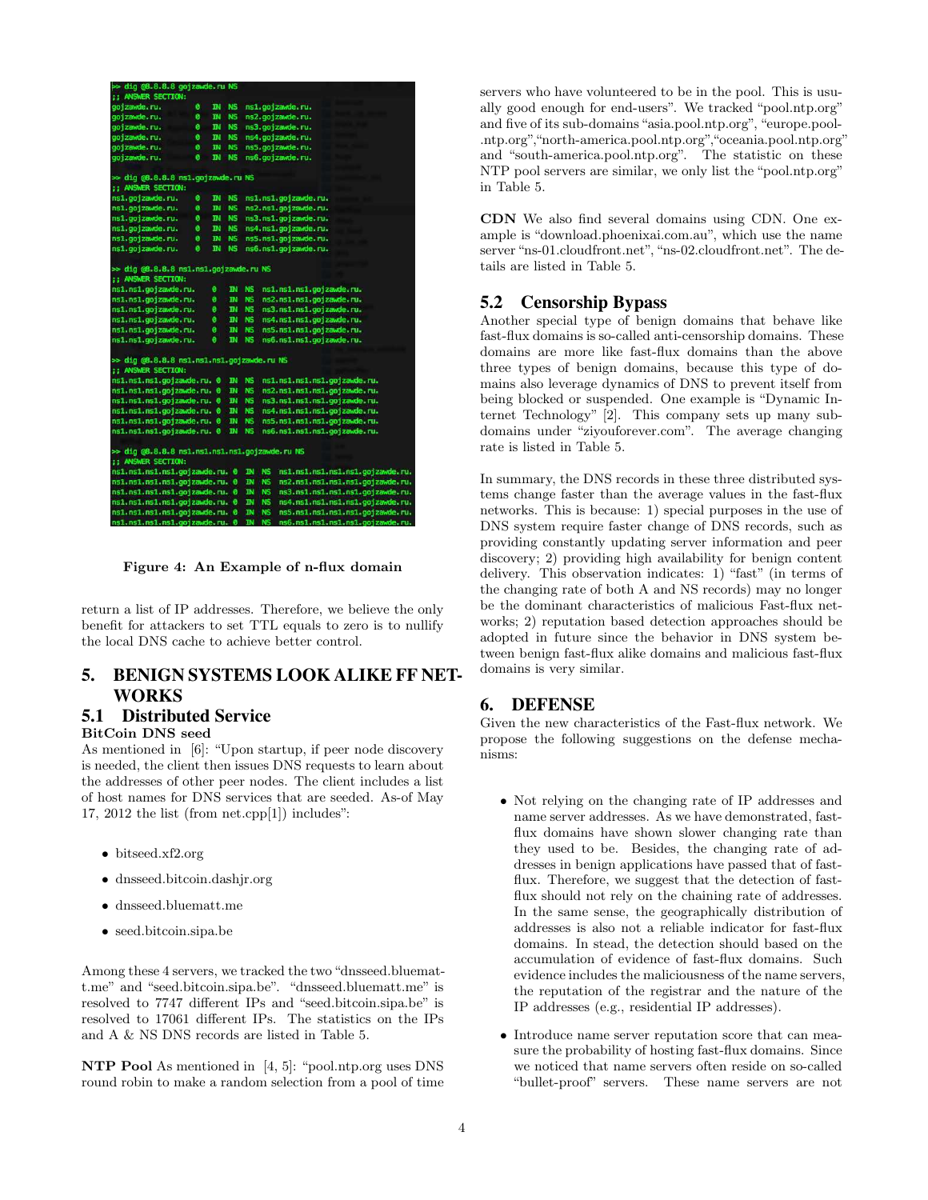```
>> dig @8.8.8.8 gojzawde.ru NS
;; ANSWER SECTION:
gojzawde.ru.        0   IN  NS  ns1.gojzawde.ru.
gojzawde.ru.        0   IN  NS  ns2.gojzawde.ru.
gojzawde.ru.        0   IN  NS  ns3.gojzawde.ru.
gojzawde.ru.        0   IN  NS  ns4.gojzawde.ru.
gojzawde.ru.        0   IN  NS  ns5.gojzawde.ru.
gojzawde.ru.        0   IN  NS  ns6.gojzawde.ru.

>> dig @8.8.8.8 ns1.gojzawde.ru NS
;; ANSWER SECTION:
ns1.gojzawde.ru.    0   IN  NS  ns1.ns1.gojzawde.ru.
ns1.gojzawde.ru.    0   IN  NS  ns2.ns1.gojzawde.ru.
ns1.gojzawde.ru.    0   IN  NS  ns3.ns1.gojzawde.ru.
ns1.gojzawde.ru.    0   IN  NS  ns4.ns1.gojzawde.ru.
ns1.gojzawde.ru.    0   IN  NS  ns5.ns1.gojzawde.ru.
ns1.gojzawde.ru.    0   IN  NS  ns6.ns1.gojzawde.ru.

>> dig @8.8.8.8 ns1.ns1.gojzawde.ru NS
;; ANSWER SECTION:
ns1.ns1.gojzawde.ru.    0   IN  NS  ns1.ns1.ns1.gojzawde.ru.
ns1.ns1.gojzawde.ru.    0   IN  NS  ns2.ns1.ns1.gojzawde.ru.
ns1.ns1.gojzawde.ru.    0   IN  NS  ns3.ns1.ns1.gojzawde.ru.
ns1.ns1.gojzawde.ru.    0   IN  NS  ns4.ns1.ns1.gojzawde.ru.
ns1.ns1.gojzawde.ru.    0   IN  NS  ns5.ns1.ns1.gojzawde.ru.
ns1.ns1.gojzawde.ru.    0   IN  NS  ns6.ns1.ns1.gojzawde.ru.

>> dig @8.8.8.8 ns1.ns1.ns1.gojzawde.ru NS
;; ANSWER SECTION:
ns1.ns1.ns1.gojzawde.ru. 0  IN  NS  ns1.ns1.ns1.ns1.gojzawde.ru.
ns1.ns1.ns1.gojzawde.ru. 0  IN  NS  ns2.ns1.ns1.ns1.gojzawde.ru.
ns1.ns1.ns1.gojzawde.ru. 0  IN  NS  ns3.ns1.ns1.ns1.gojzawde.ru.
ns1.ns1.ns1.gojzawde.ru. 0  IN  NS  ns4.ns1.ns1.ns1.gojzawde.ru.
ns1.ns1.ns1.gojzawde.ru. 0  IN  NS  ns5.ns1.ns1.ns1.gojzawde.ru.
ns1.ns1.ns1.gojzawde.ru. 0  IN  NS  ns6.ns1.ns1.ns1.gojzawde.ru.

>> dig @8.8.8.8 ns1.ns1.ns1.ns1.gojzawde.ru NS
;; ANSWER SECTION:
ns1.ns1.ns1.ns1.gojzawde.ru. 0  IN  NS  ns1.ns1.ns1.ns1.ns1.gojzawde.ru.
ns1.ns1.ns1.ns1.gojzawde.ru. 0  IN  NS  ns2.ns1.ns1.ns1.ns1.gojzawde.ru.
ns1.ns1.ns1.ns1.gojzawde.ru. 0  IN  NS  ns3.ns1.ns1.ns1.ns1.gojzawde.ru.
ns1.ns1.ns1.ns1.gojzawde.ru. 0  IN  NS  ns4.ns1.ns1.ns1.ns1.gojzawde.ru.
ns1.ns1.ns1.ns1.gojzawde.ru. 0  IN  NS  ns5.ns1.ns1.ns1.ns1.gojzawde.ru.
ns1.ns1.ns1.ns1.gojzawde.ru. 0  IN  NS  ns6.ns1.ns1.ns1.ns1.gojzawde.ru.
```

**Figure 4: An Example of n-flux domain**

return a list of IP addresses. Therefore, we believe the only benefit for attackers to set TTL equals to zero is to nullify the local DNS cache to achieve better control.

# 5. BENIGN SYSTEMS LOOK ALIKE FF NETWORKS

## 5.1 Distributed Service

**BitCoin DNS seed**

As mentioned in [6]: "Upon startup, if peer node discovery is needed, the client then issues DNS requests to learn about the addresses of other peer nodes. The client includes a list of host names for DNS services that are seeded. As-of May 17, 2012 the list (from net.cpp[1]) includes":

- bitseed.xf2.org
- dnsseed.bitcoin.dashjr.org
- dnsseed.bluematt.me
- seed.bitcoin.sipa.be

Among these 4 servers, we tracked the two "dnsseed.bluematt.me" and "seed.bitcoin.sipa.be". "dnsseed.bluematt.me" is resolved to 7747 different IPs and "seed.bitcoin.sipa.be" is resolved to 17061 different IPs. The statistics on the IPs and A & NS DNS records are listed in Table 5.

**NTP Pool** As mentioned in [4, 5]: "pool.ntp.org uses DNS round robin to make a random selection from a pool of time servers who have volunteered to be in the pool. This is usually good enough for end-users". We tracked "pool.ntp.org" and five of its sub-domains "asia.pool.ntp.org", "europe.pool.ntp.org","north-america.pool.ntp.org","oceania.pool.ntp.org" and "south-america.pool.ntp.org". The statistic on these NTP pool servers are similar, we only list the "pool.ntp.org" in Table 5.

**CDN** We also find several domains using CDN. One example is "download.phoenixai.com.au", which use the name server "ns-01.cloudfront.net", "ns-02.cloudfront.net". The details are listed in Table 5.

## 5.2 Censorship Bypass

Another special type of benign domains that behave like fast-flux domains is so-called anti-censorship domains. These domains are more like fast-flux domains than the above three types of benign domains, because this type of domains also leverage dynamics of DNS to prevent itself from being blocked or suspended. One example is "Dynamic Internet Technology" [2]. This company sets up many subdomains under "ziyouforever.com". The average changing rate is listed in Table 5.

In summary, the DNS records in these three distributed systems change faster than the average values in the fast-flux networks. This is because: 1) special purposes in the use of DNS system require faster change of DNS records, such as providing constantly updating server information and peer discovery; 2) providing high availability for benign content delivery. This observation indicates: 1) "fast" (in terms of the changing rate of both A and NS records) may no longer be the dominant characteristics of malicious Fast-flux networks; 2) reputation based detection approaches should be adopted in future since the behavior in DNS system between benign fast-flux alike domains and malicious fast-flux domains is very similar.

# 6. DEFENSE

Given the new characteristics of the Fast-flux network. We propose the following suggestions on the defense mechanisms:

- Not relying on the changing rate of IP addresses and name server addresses. As we have demonstrated, fast-flux domains have shown slower changing rate than they used to be. Besides, the changing rate of addresses in benign applications have passed that of fast-flux. Therefore, we suggest that the detection of fast-flux should not rely on the chaining rate of addresses. In the same sense, the geographically distribution of addresses is also not a reliable indicator for fast-flux domains. In stead, the detection should based on the accumulation of evidence of fast-flux domains. Such evidence includes the maliciousness of the name servers, the reputation of the registrar and the nature of the IP addresses (e.g., residential IP addresses).

- Introduce name server reputation score that can measure the probability of hosting fast-flux domains. Since we noticed that name servers often reside on so-called "bullet-proof" servers. These name servers are not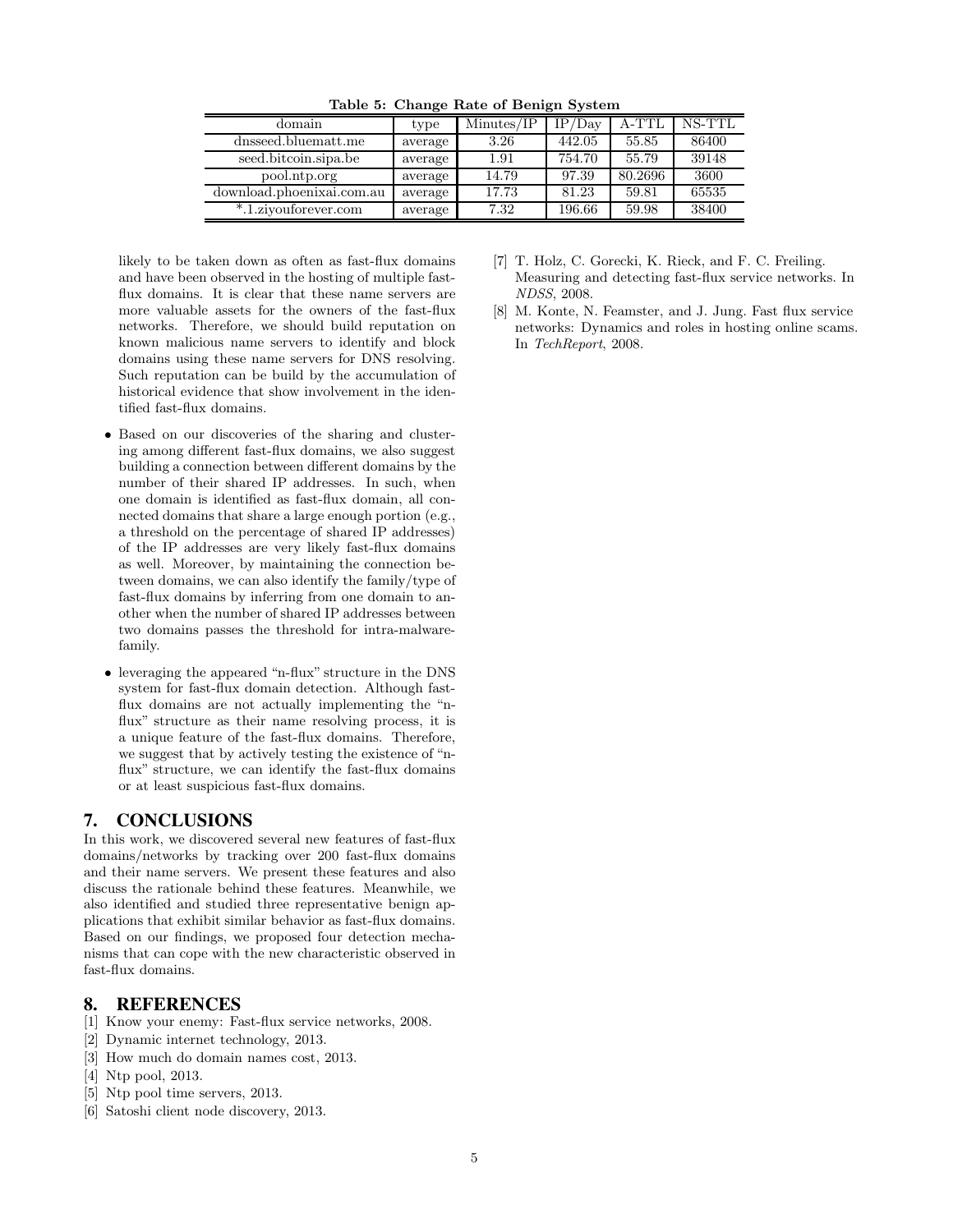**Table 5: Change Rate of Benign System**

| domain | type | Minutes/IP | IP/Day | A-TTL | NS-TTL |
|---|---|---|---|---|---|
| dnsseed.bluematt.me | average | 3.26 | 442.05 | 55.85 | 86400 |
| seed.bitcoin.sipa.be | average | 1.91 | 754.70 | 55.79 | 39148 |
| pool.ntp.org | average | 14.79 | 97.39 | 80.2696 | 3600 |
| download.phoenixai.com.au | average | 17.73 | 81.23 | 59.81 | 65535 |
| *.1.ziyouforever.com | average | 7.32 | 196.66 | 59.98 | 38400 |

likely to be taken down as often as fast-flux domains and have been observed in the hosting of multiple fast-flux domains. It is clear that these name servers are more valuable assets for the owners of the fast-flux networks. Therefore, we should build reputation on known malicious name servers to identify and block domains using these name servers for DNS resolving. Such reputation can be build by the accumulation of historical evidence that show involvement in the identified fast-flux domains.

- Based on our discoveries of the sharing and clustering among different fast-flux domains, we also suggest building a connection between different domains by the number of their shared IP addresses. In such, when one domain is identified as fast-flux domain, all connected domains that share a large enough portion (e.g., a threshold on the percentage of shared IP addresses) of the IP addresses are very likely fast-flux domains as well. Moreover, by maintaining the connection between domains, we can also identify the family/type of fast-flux domains by inferring from one domain to another when the number of shared IP addresses between two domains passes the threshold for intra-malware-family.
- leveraging the appeared "n-flux" structure in the DNS system for fast-flux domain detection. Although fast-flux domains are not actually implementing the "n-flux" structure as their name resolving process, it is a unique feature of the fast-flux domains. Therefore, we suggest that by actively testing the existence of "n-flux" structure, we can identify the fast-flux domains or at least suspicious fast-flux domains.

## 7. CONCLUSIONS

In this work, we discovered several new features of fast-flux domains/networks by tracking over 200 fast-flux domains and their name servers. We present these features and also discuss the rationale behind these features. Meanwhile, we also identified and studied three representative benign applications that exhibit similar behavior as fast-flux domains. Based on our findings, we proposed four detection mechanisms that can cope with the new characteristic observed in fast-flux domains.

## 8. REFERENCES

[1] Know your enemy: Fast-flux service networks, 2008.

[2] Dynamic internet technology, 2013.

[3] How much do domain names cost, 2013.

[4] Ntp pool, 2013.

[5] Ntp pool time servers, 2013.

[6] Satoshi client node discovery, 2013.

[7] T. Holz, C. Gorecki, K. Rieck, and F. C. Freiling. Measuring and detecting fast-flux service networks. In *NDSS*, 2008.

[8] M. Konte, N. Feamster, and J. Jung. Fast flux service networks: Dynamics and roles in hosting online scams. In *TechReport*, 2008.